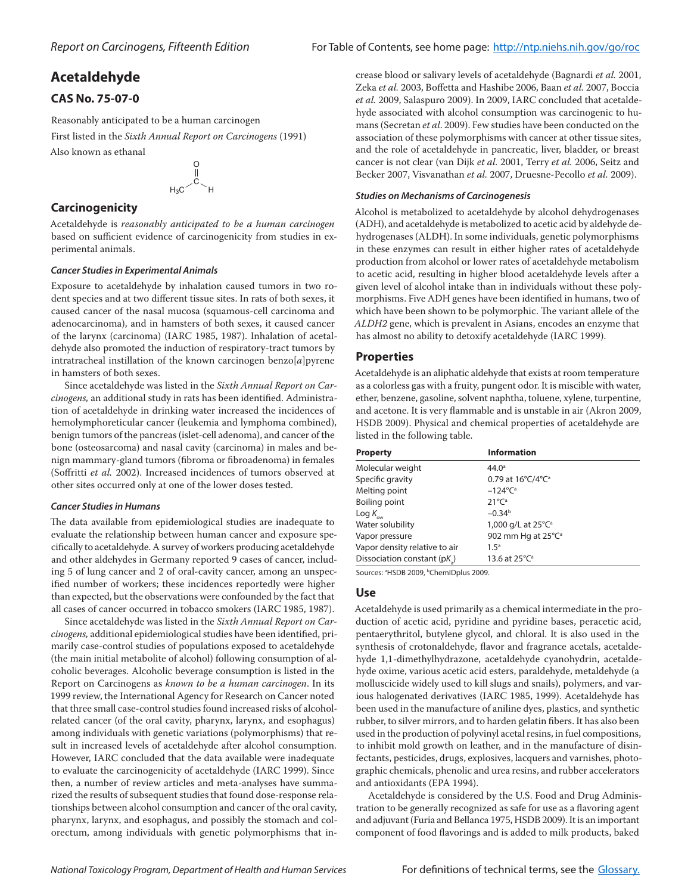# Acetaldehyde

## CAS No. 75-07-0

Reasonably anticipated to be a human carcinogen

First listed in the *Sixth Annual Report on Carcinogens* (1991)

Also known as ethanal

$$CH_3-\overset{O}{\overset{\|}{C}}-H$$

## Carcinogenicity

Acetaldehyde is *reasonably anticipated to be a human carcinogen* based on sufficient evidence of carcinogenicity from studies in experimental animals.

### *Cancer Studies in Experimental Animals*

Exposure to acetaldehyde by inhalation caused tumors in two rodent species and at two different tissue sites. In rats of both sexes, it caused cancer of the nasal mucosa (squamous-cell carcinoma and adenocarcinoma), and in hamsters of both sexes, it caused cancer of the larynx (carcinoma) (IARC 1985, 1987). Inhalation of acetaldehyde also promoted the induction of respiratory-tract tumors by intratracheal instillation of the known carcinogen benzo[*a*]pyrene in hamsters of both sexes.

Since acetaldehyde was listed in the *Sixth Annual Report on Carcinogens,* an additional study in rats has been identified. Administration of acetaldehyde in drinking water increased the incidences of hemolymphoreticular cancer (leukemia and lymphoma combined), benign tumors of the pancreas (islet-cell adenoma), and cancer of the bone (osteosarcoma) and nasal cavity (carcinoma) in males and benign mammary-gland tumors (fibroma or fibroadenoma) in females (Soffritti *et al.* 2002). Increased incidences of tumors observed at other sites occurred only at one of the lower doses tested.

### *Cancer Studies in Humans*

The data available from epidemiological studies are inadequate to evaluate the relationship between human cancer and exposure specifically to acetaldehyde. A survey of workers producing acetaldehyde and other aldehydes in Germany reported 9 cases of cancer, including 5 of lung cancer and 2 of oral-cavity cancer, among an unspecified number of workers; these incidences reportedly were higher than expected, but the observations were confounded by the fact that all cases of cancer occurred in tobacco smokers (IARC 1985, 1987).

Since acetaldehyde was listed in the *Sixth Annual Report on Carcinogens,* additional epidemiological studies have been identified, primarily case-control studies of populations exposed to acetaldehyde (the main initial metabolite of alcohol) following consumption of alcoholic beverages. Alcoholic beverage consumption is listed in the Report on Carcinogens as *known to be a human carcinogen*. In its 1999 review, the International Agency for Research on Cancer noted that three small case-control studies found increased risks of alcohol-related cancer (of the oral cavity, pharynx, larynx, and esophagus) among individuals with genetic variations (polymorphisms) that result in increased levels of acetaldehyde after alcohol consumption. However, IARC concluded that the data available were inadequate to evaluate the carcinogenicity of acetaldehyde (IARC 1999). Since then, a number of review articles and meta-analyses have summarized the results of subsequent studies that found dose-response relationships between alcohol consumption and cancer of the oral cavity, pharynx, larynx, and esophagus, and possibly the stomach and colorectum, among individuals with genetic polymorphisms that increase blood or salivary levels of acetaldehyde (Bagnardi *et al.* 2001, Zeka *et al.* 2003, Boffetta and Hashibe 2006, Baan *et al.* 2007, Boccia *et al.* 2009, Salaspuro 2009). In 2009, IARC concluded that acetaldehyde associated with alcohol consumption was carcinogenic to humans (Secretan *et al*. 2009). Few studies have been conducted on the association of these polymorphisms with cancer at other tissue sites, and the role of acetaldehyde in pancreatic, liver, bladder, or breast cancer is not clear (van Dijk *et al.* 2001, Terry *et al.* 2006, Seitz and Becker 2007, Visvanathan *et al.* 2007, Druesne-Pecollo *et al.* 2009).

### *Studies on Mechanisms of Carcinogenesis*

Alcohol is metabolized to acetaldehyde by alcohol dehydrogenases (ADH), and acetaldehyde is metabolized to acetic acid by aldehyde dehydrogenases (ALDH). In some individuals, genetic polymorphisms in these enzymes can result in either higher rates of acetaldehyde production from alcohol or lower rates of acetaldehyde metabolism to acetic acid, resulting in higher blood acetaldehyde levels after a given level of alcohol intake than in individuals without these polymorphisms. Five ADH genes have been identified in humans, two of which have been shown to be polymorphic. The variant allele of the *ALDH2* gene, which is prevalent in Asians, encodes an enzyme that has almost no ability to detoxify acetaldehyde (IARC 1999).

## Properties

Acetaldehyde is an aliphatic aldehyde that exists at room temperature as a colorless gas with a fruity, pungent odor. It is miscible with water, ether, benzene, gasoline, solvent naphtha, toluene, xylene, turpentine, and acetone. It is very flammable and is unstable in air (Akron 2009, HSDB 2009). Physical and chemical properties of acetaldehyde are listed in the following table.

| Property | Information |
|---|---|
| Molecular weight | 44.0[a] |
| Specific gravity | 0.79 at 16°C/4°C[a] |
| Melting point | –124°C[a] |
| Boiling point | 21°C[a] |
| Log $K_{ow}$ | –0.34[b] |
| Water solubility | 1,000 g/L at 25°C[a] |
| Vapor pressure | 902 mm Hg at 25°C[a] |
| Vapor density relative to air | 1.5[a] |
| Dissociation constant (p$K_a$) | 13.6 at 25°C[a] |

Sources: [a]HSDB 2009, [b]ChemIDplus 2009.

## Use

Acetaldehyde is used primarily as a chemical intermediate in the production of acetic acid, pyridine and pyridine bases, peracetic acid, pentaerythritol, butylene glycol, and chloral. It is also used in the synthesis of crotonaldehyde, flavor and fragrance acetals, acetaldehyde 1,1-dimethylhydrazone, acetaldehyde cyanohydrin, acetaldehyde oxime, various acetic acid esters, paraldehyde, metaldehyde (a molluscicide widely used to kill slugs and snails), polymers, and various halogenated derivatives (IARC 1985, 1999). Acetaldehyde has been used in the manufacture of aniline dyes, plastics, and synthetic rubber, to silver mirrors, and to harden gelatin fibers. It has also been used in the production of polyvinyl acetal resins, in fuel compositions, to inhibit mold growth on leather, and in the manufacture of disinfectants, pesticides, drugs, explosives, lacquers and varnishes, photographic chemicals, phenolic and urea resins, and rubber accelerators and antioxidants (EPA 1994).

Acetaldehyde is considered by the U.S. Food and Drug Administration to be generally recognized as safe for use as a flavoring agent and adjuvant (Furia and Bellanca 1975, HSDB 2009). It is an important component of food flavorings and is added to milk products, baked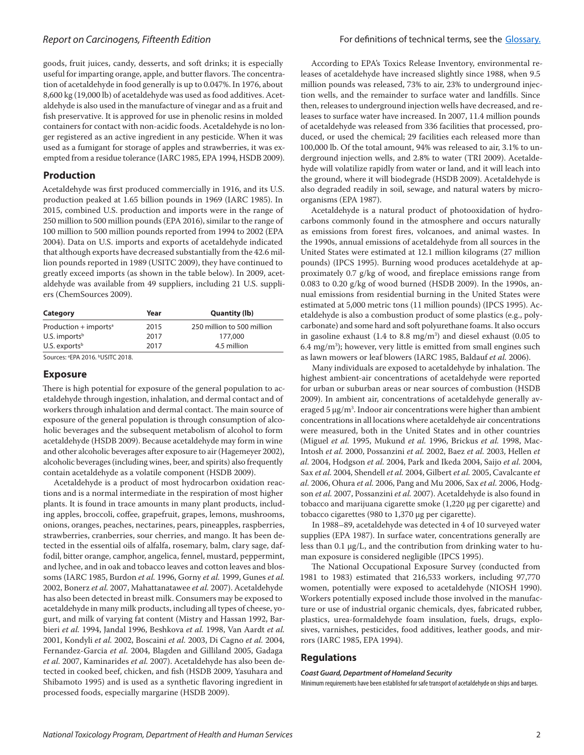goods, fruit juices, candy, desserts, and soft drinks; it is especially useful for imparting orange, apple, and butter flavors. The concentration of acetaldehyde in food generally is up to 0.047%. In 1976, about 8,600 kg (19,000 lb) of acetaldehyde was used as food additives. Acetaldehyde is also used in the manufacture of vinegar and as a fruit and fish preservative. It is approved for use in phenolic resins in molded containers for contact with non-acidic foods. Acetaldehyde is no longer registered as an active ingredient in any pesticide. When it was used as a fumigant for storage of apples and strawberries, it was exempted from a residue tolerance (IARC 1985, EPA 1994, HSDB 2009).

## Production

Acetaldehyde was first produced commercially in 1916, and its U.S. production peaked at 1.65 billion pounds in 1969 (IARC 1985). In 2015, combined U.S. production and imports were in the range of 250 million to 500 million pounds (EPA 2016), similar to the range of 100 million to 500 million pounds reported from 1994 to 2002 (EPA 2004). Data on U.S. imports and exports of acetaldehyde indicated that although exports have decreased substantially from the 42.6 million pounds reported in 1989 (USITC 2009), they have continued to greatly exceed imports (as shown in the table below). In 2009, acetaldehyde was available from 49 suppliers, including 21 U.S. suppliers (ChemSources 2009).

| Category | Year | Quantity (lb) |
|---|---|---|
| Production + imports[a] | 2015 | 250 million to 500 million |
| U.S. imports[b] | 2017 | 177,000 |
| U.S. exports[b] | 2017 | 4.5 million |

Sources: [a]EPA 2016. [b]USITC 2018.

## Exposure

There is high potential for exposure of the general population to acetaldehyde through ingestion, inhalation, and dermal contact and of workers through inhalation and dermal contact. The main source of exposure of the general population is through consumption of alcoholic beverages and the subsequent metabolism of alcohol to form acetaldehyde (HSDB 2009). Because acetaldehyde may form in wine and other alcoholic beverages after exposure to air (Hagemeyer 2002), alcoholic beverages (including wines, beer, and spirits) also frequently contain acetaldehyde as a volatile component (HSDB 2009).

Acetaldehyde is a product of most hydrocarbon oxidation reactions and is a normal intermediate in the respiration of most higher plants. It is found in trace amounts in many plant products, including apples, broccoli, coffee, grapefruit, grapes, lemons, mushrooms, onions, oranges, peaches, nectarines, pears, pineapples, raspberries, strawberries, cranberries, sour cherries, and mango. It has been detected in the essential oils of alfalfa, rosemary, balm, clary sage, daffodil, bitter orange, camphor, angelica, fennel, mustard, peppermint, and lychee, and in oak and tobacco leaves and cotton leaves and blossoms (IARC 1985, Burdon *et al.* 1996, Gorny *et al.* 1999, Gunes *et al.* 2002, Bonerz *et al.* 2007, Mahattanatawee *et al.* 2007). Acetaldehyde has also been detected in breast milk. Consumers may be exposed to acetaldehyde in many milk products, including all types of cheese, yogurt, and milk of varying fat content (Mistry and Hassan 1992, Barbieri *et al.* 1994, Jandal 1996, Beshkova *et al.* 1998, Van Aardt *et al.* 2001, Kondyli *et al.* 2002, Boscaini *et al.* 2003, Di Cagno *et al.* 2004, Fernandez-Garcia *et al.* 2004, Blagden and Gilliland 2005, Gadaga *et al.* 2007, Kaminarides *et al.* 2007). Acetaldehyde has also been detected in cooked beef, chicken, and fish (HSDB 2009, Yasuhara and Shibamoto 1995) and is used as a synthetic flavoring ingredient in processed foods, especially margarine (HSDB 2009).

According to EPA's Toxics Release Inventory, environmental releases of acetaldehyde have increased slightly since 1988, when 9.5 million pounds was released, 73% to air, 23% to underground injection wells, and the remainder to surface water and landfills. Since then, releases to underground injection wells have decreased, and releases to surface water have increased. In 2007, 11.4 million pounds of acetaldehyde was released from 336 facilities that processed, produced, or used the chemical; 29 facilities each released more than 100,000 lb. Of the total amount, 94% was released to air, 3.1% to underground injection wells, and 2.8% to water (TRI 2009). Acetaldehyde will volatilize rapidly from water or land, and it will leach into the ground, where it will biodegrade (HSDB 2009). Acetaldehyde is also degraded readily in soil, sewage, and natural waters by microorganisms (EPA 1987).

Acetaldehyde is a natural product of photooxidation of hydrocarbons commonly found in the atmosphere and occurs naturally as emissions from forest fires, volcanoes, and animal wastes. In the 1990s, annual emissions of acetaldehyde from all sources in the United States were estimated at 12.1 million kilograms (27 million pounds) (IPCS 1995). Burning wood produces acetaldehyde at approximately 0.7 g/kg of wood, and fireplace emissions range from 0.083 to 0.20 g/kg of wood burned (HSDB 2009). In the 1990s, annual emissions from residential burning in the United States were estimated at 5,000 metric tons (11 million pounds) (IPCS 1995). Acetaldehyde is also a combustion product of some plastics (e.g., polycarbonate) and some hard and soft polyurethane foams. It also occurs in gasoline exhaust (1.4 to 8.8 mg/m$^3$) and diesel exhaust (0.05 to 6.4 mg/m$^3$); however, very little is emitted from small engines such as lawn mowers or leaf blowers (IARC 1985, Baldauf *et al.* 2006).

Many individuals are exposed to acetaldehyde by inhalation. The highest ambient-air concentrations of acetaldehyde were reported for urban or suburban areas or near sources of combustion (HSDB 2009). In ambient air, concentrations of acetaldehyde generally averaged 5 μg/m$^3$. Indoor air concentrations were higher than ambient concentrations in all locations where acetaldehyde air concentrations were measured, both in the United States and in other countries (Miguel *et al.* 1995, Mukund *et al.* 1996, Brickus *et al.* 1998, MacIntosh *et al.* 2000, Possanzini *et al.* 2002, Baez *et al.* 2003, Hellen *et al.* 2004, Hodgson *et al.* 2004, Park and Ikeda 2004, Saijo *et al.* 2004, Sax *et al.* 2004, Shendell *et al.* 2004, Gilbert *et al.* 2005, Cavalcante *et al.* 2006, Ohura *et al.* 2006, Pang and Mu 2006, Sax *et al.* 2006, Hodgson *et al.* 2007, Possanzini *et al.* 2007). Acetaldehyde is also found in tobacco and marijuana cigarette smoke (1,220 μg per cigarette) and tobacco cigarettes (980 to 1,370 μg per cigarette).

In 1988–89, acetaldehyde was detected in 4 of 10 surveyed water supplies (EPA 1987). In surface water, concentrations generally are less than 0.1 μg/L, and the contribution from drinking water to human exposure is considered negligible (IPCS 1995).

The National Occupational Exposure Survey (conducted from 1981 to 1983) estimated that 216,533 workers, including 97,770 women, potentially were exposed to acetaldehyde (NIOSH 1990). Workers potentially exposed include those involved in the manufacture or use of industrial organic chemicals, dyes, fabricated rubber, plastics, urea-formaldehyde foam insulation, fuels, drugs, explosives, varnishes, pesticides, food additives, leather goods, and mirrors (IARC 1985, EPA 1994).

## Regulations

***Coast Guard, Department of Homeland Security***

Minimum requirements have been established for safe transport of acetaldehyde on ships and barges.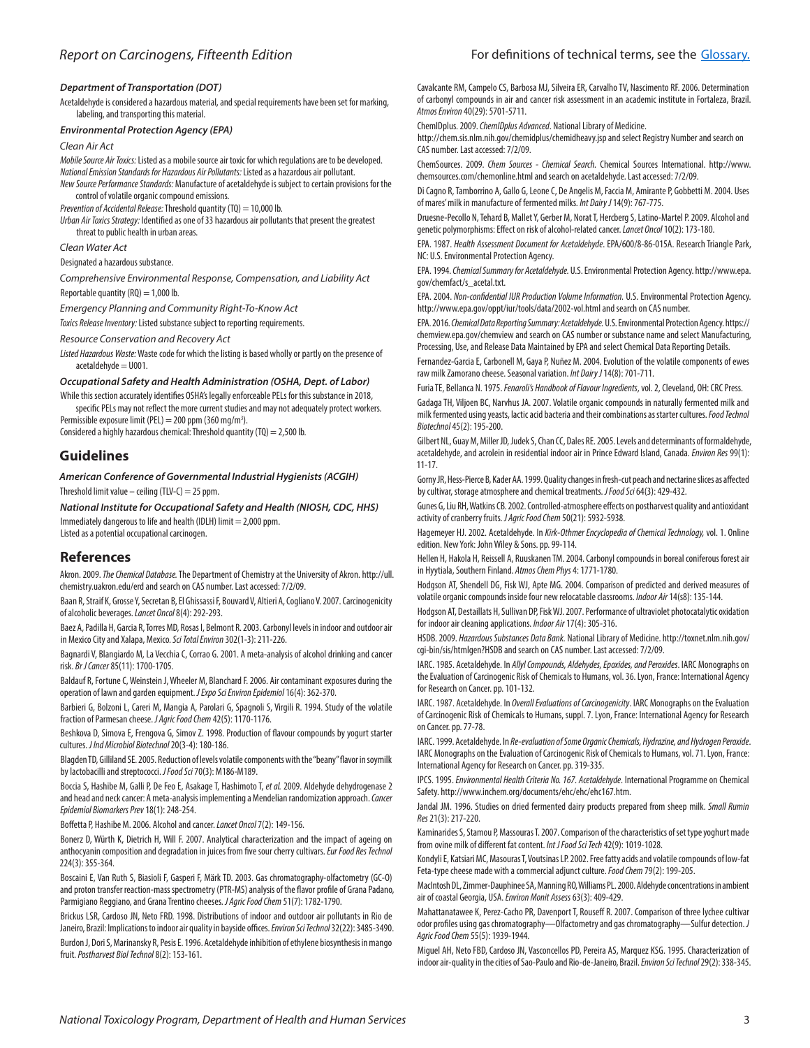#### Department of Transportation (DOT)

Acetaldehyde is considered a hazardous material, and special requirements have been set for marking, labeling, and transporting this material.

#### Environmental Protection Agency (EPA)

*Clean Air Act*

*Mobile Source Air Toxics:* Listed as a mobile source air toxic for which regulations are to be developed.

*National Emission Standards for Hazardous Air Pollutants:* Listed as a hazardous air pollutant.

*New Source Performance Standards:* Manufacture of acetaldehyde is subject to certain provisions for the control of volatile organic compound emissions.

*Prevention of Accidental Release:* Threshold quantity (TQ) = 10,000 lb.

*Urban Air Toxics Strategy:* Identified as one of 33 hazardous air pollutants that present the greatest threat to public health in urban areas.

*Clean Water Act*

Designated a hazardous substance.

*Comprehensive Environmental Response, Compensation, and Liability Act*

Reportable quantity (RQ) = 1,000 lb.

*Emergency Planning and Community Right-To-Know Act*

*Toxics Release Inventory:* Listed substance subject to reporting requirements.

*Resource Conservation and Recovery Act*

*Listed Hazardous Waste:* Waste code for which the listing is based wholly or partly on the presence of acetaldehyde = U001.

#### Occupational Safety and Health Administration (OSHA, Dept. of Labor)

While this section accurately identifies OSHA's legally enforceable PELs for this substance in 2018, specific PELs may not reflect the more current studies and may not adequately protect workers.

Permissible exposure limit (PEL) = 200 ppm (360 mg/m$^3$).

Considered a highly hazardous chemical: Threshold quantity (TQ) = 2,500 lb.

## Guidelines

#### American Conference of Governmental Industrial Hygienists (ACGIH)

Threshold limit value – ceiling (TLV-C) = 25 ppm.

#### National Institute for Occupational Safety and Health (NIOSH, CDC, HHS)

Immediately dangerous to life and health (IDLH) limit = 2,000 ppm.

Listed as a potential occupational carcinogen.

## References

Akron. 2009. *The Chemical Database.* The Department of Chemistry at the University of Akron. http://ull.chemistry.uakron.edu/erd and search on CAS number. Last accessed: 7/2/09.

Baan R, Straif K, Grosse Y, Secretan B, El Ghissassi F, Bouvard V, Altieri A, Cogliano V. 2007. Carcinogenicity of alcoholic beverages. *Lancet Oncol* 8(4): 292-293.

Baez A, Padilla H, Garcia R, Torres MD, Rosas I, Belmont R. 2003. Carbonyl levels in indoor and outdoor air in Mexico City and Xalapa, Mexico. *Sci Total Environ* 302(1-3): 211-226.

Bagnardi V, Blangiardo M, La Vecchia C, Corrao G. 2001. A meta-analysis of alcohol drinking and cancer risk. *Br J Cancer* 85(11): 1700-1705.

Baldauf R, Fortune C, Weinstein J, Wheeler M, Blanchard F. 2006. Air contaminant exposures during the operation of lawn and garden equipment. *J Expo Sci Environ Epidemiol* 16(4): 362-370.

Barbieri G, Bolzoni L, Careri M, Mangia A, Parolari G, Spagnoli S, Virgili R. 1994. Study of the volatile fraction of Parmesan cheese. *J Agric Food Chem* 42(5): 1170-1176.

Beshkova D, Simova E, Frengova G, Simov Z. 1998. Production of flavour compounds by yogurt starter cultures. *J Ind Microbiol Biotechnol* 20(3-4): 180-186.

Blagden TD, Gilliland SE. 2005. Reduction of levels volatile components with the "beany" flavor in soymilk by lactobacilli and streptococci. *J Food Sci* 70(3): M186-M189.

Boccia S, Hashibe M, Galli P, De Feo E, Asakage T, Hashimoto T, *et al.* 2009. Aldehyde dehydrogenase 2 and head and neck cancer: A meta-analysis implementing a Mendelian randomization approach. *Cancer Epidemiol Biomarkers Prev* 18(1): 248-254.

Boffetta P, Hashibe M. 2006. Alcohol and cancer. *Lancet Oncol* 7(2): 149-156.

Bonerz D, Würth K, Dietrich H, Will F. 2007. Analytical characterization and the impact of ageing on anthocyanin composition and degradation in juices from five sour cherry cultivars. *Eur Food Res Technol* 224(3): 355-364.

Boscaini E, Van Ruth S, Biasioli F, Gasperi F, Märk TD. 2003. Gas chromatography-olfactometry (GC-O) and proton transfer reaction-mass spectrometry (PTR-MS) analysis of the flavor profile of Grana Padano, Parmigiano Reggiano, and Grana Trentino cheeses. *J Agric Food Chem* 51(7): 1782-1790.

Brickus LSR, Cardoso JN, Neto FRD. 1998. Distributions of indoor and outdoor air pollutants in Rio de Janeiro, Brazil: Implications to indoor air quality in bayside offices. *Environ Sci Technol* 32(22): 3485-3490.

Burdon J, Dori S, Marinansky R, Pesis E. 1996. Acetaldehyde inhibition of ethylene biosynthesis in mango fruit. *Postharvest Biol Technol* 8(2): 153-161.

Cavalcante RM, Campelo CS, Barbosa MJ, Silveira ER, Carvalho TV, Nascimento RF. 2006. Determination of carbonyl compounds in air and cancer risk assessment in an academic institute in Fortaleza, Brazil. *Atmos Environ* 40(29): 5701-5711.

ChemIDplus. 2009. *ChemIDplus Advanced*. National Library of Medicine. http://chem.sis.nlm.nih.gov/chemidplus/chemidheavy.jsp and select Registry Number and search on CAS number. Last accessed: 7/2/09.

ChemSources. 2009. *Chem Sources - Chemical Search*. Chemical Sources International. http://www.chemsources.com/chemonline.html and search on acetaldehyde. Last accessed: 7/2/09.

Di Cagno R, Tamborrino A, Gallo G, Leone C, De Angelis M, Faccia M, Amirante P, Gobbetti M. 2004. Uses of mares' milk in manufacture of fermented milks. *Int Dairy J* 14(9): 767-775.

Druesne-Pecollo N, Tehard B, Mallet Y, Gerber M, Norat T, Hercberg S, Latino-Martel P. 2009. Alcohol and genetic polymorphisms: Effect on risk of alcohol-related cancer. *Lancet Oncol* 10(2): 173-180.

EPA. 1987. *Health Assessment Document for Acetaldehyde*. EPA/600/8-86-015A. Research Triangle Park, NC: U.S. Environmental Protection Agency.

EPA. 1994. *Chemical Summary for Acetaldehyde.* U.S. Environmental Protection Agency. http://www.epa.gov/chemfact/s_acetal.txt.

EPA. 2004. *Non-confidential IUR Production Volume Information*. U.S. Environmental Protection Agency. http://www.epa.gov/oppt/iur/tools/data/2002-vol.html and search on CAS number.

EPA. 2016. *Chemical Data Reporting Summary: Acetaldehyde.* U.S. Environmental Protection Agency. https://chemview.epa.gov/chemview and search on CAS number or substance name and select Manufacturing, Processing, Use, and Release Data Maintained by EPA and select Chemical Data Reporting Details.

Fernandez-Garcia E, Carbonell M, Gaya P, Nuñez M. 2004. Evolution of the volatile components of ewes raw milk Zamorano cheese. Seasonal variation. *Int Dairy J* 14(8): 701-711.

Furia TE, Bellanca N. 1975. *Fenaroli's Handbook of Flavour Ingredients*, vol. 2, Cleveland, OH: CRC Press.

Gadaga TH, Viljoen BC, Narvhus JA. 2007. Volatile organic compounds in naturally fermented milk and milk fermented using yeasts, lactic acid bacteria and their combinations as starter cultures. *Food Technol Biotechnol* 45(2): 195-200.

Gilbert NL, Guay M, Miller JD, Judek S, Chan CC, Dales RE. 2005. Levels and determinants of formaldehyde, acetaldehyde, and acrolein in residential indoor air in Prince Edward Island, Canada. *Environ Res* 99(1): 11-17.

Gorny JR, Hess-Pierce B, Kader AA. 1999. Quality changes in fresh-cut peach and nectarine slices as affected by cultivar, storage atmosphere and chemical treatments. *J Food Sci* 64(3): 429-432.

Gunes G, Liu RH, Watkins CB. 2002. Controlled-atmosphere effects on postharvest quality and antioxidant activity of cranberry fruits. *J Agric Food Chem* 50(21): 5932-5938.

Hagemeyer HJ. 2002. Acetaldehyde. In *Kirk-Othmer Encyclopedia of Chemical Technology,* vol. 1. Online edition. New York: John Wiley & Sons. pp. 99-114.

Hellen H, Hakola H, Reissell A, Ruuskanen TM. 2004. Carbonyl compounds in boreal coniferous forest air in Hyytiala, Southern Finland. *Atmos Chem Phys* 4: 1771-1780.

Hodgson AT, Shendell DG, Fisk WJ, Apte MG. 2004. Comparison of predicted and derived measures of volatile organic compounds inside four new relocatable classrooms. *Indoor Air* 14(s8): 135-144.

Hodgson AT, Destaillats H, Sullivan DP, Fisk WJ. 2007. Performance of ultraviolet photocatalytic oxidation for indoor air cleaning applications. *Indoor Air* 17(4): 305-316.

HSDB. 2009. *Hazardous Substances Data Bank.* National Library of Medicine. http://toxnet.nlm.nih.gov/cgi-bin/sis/htmlgen?HSDB and search on CAS number. Last accessed: 7/2/09.

IARC. 1985. Acetaldehyde. In *Allyl Compounds, Aldehydes, Epoxides, and Peroxides*. IARC Monographs on the Evaluation of Carcinogenic Risk of Chemicals to Humans, vol. 36. Lyon, France: International Agency for Research on Cancer. pp. 101-132.

IARC. 1987. Acetaldehyde. In *Overall Evaluations of Carcinogenicity*. IARC Monographs on the Evaluation of Carcinogenic Risk of Chemicals to Humans, suppl. 7. Lyon, France: International Agency for Research on Cancer. pp. 77-78.

IARC. 1999. Acetaldehyde. In *Re-evaluation of Some Organic Chemicals, Hydrazine, and Hydrogen Peroxide*. IARC Monographs on the Evaluation of Carcinogenic Risk of Chemicals to Humans, vol. 71. Lyon, France: International Agency for Research on Cancer. pp. 319-335.

IPCS. 1995. *Environmental Health Criteria No. 167. Acetaldehyde*. International Programme on Chemical Safety. http://www.inchem.org/documents/ehc/ehc/ehc167.htm.

Jandal JM. 1996. Studies on dried fermented dairy products prepared from sheep milk. *Small Rumin Res* 21(3): 217-220.

Kaminarides S, Stamou P, Massouras T. 2007. Comparison of the characteristics of set type yoghurt made from ovine milk of different fat content. *Int J Food Sci Tech* 42(9): 1019-1028.

Kondyli E, Katsiari MC, Masouras T, Voutsinas LP. 2002. Free fatty acids and volatile compounds of low-fat Feta-type cheese made with a commercial adjunct culture. *Food Chem* 79(2): 199-205.

MacIntosh DL, Zimmer-Dauphinee SA, Manning RO, Williams PL. 2000. Aldehyde concentrations in ambient air of coastal Georgia, USA. *Environ Monit Assess* 63(3): 409-429.

Mahattanatawee K, Perez-Cacho PR, Davenport T, Rouseff R. 2007. Comparison of three lychee cultivar odor profiles using gas chromatography—Olfactometry and gas chromatography—Sulfur detection. *J Agric Food Chem* 55(5): 1939-1944.

Miguel AH, Neto FBD, Cardoso JN, Vasconcellos PD, Pereira AS, Marquez KSG. 1995. Characterization of indoor air-quality in the cities of Sao-Paulo and Rio-de-Janeiro, Brazil. *Environ Sci Technol* 29(2): 338-345.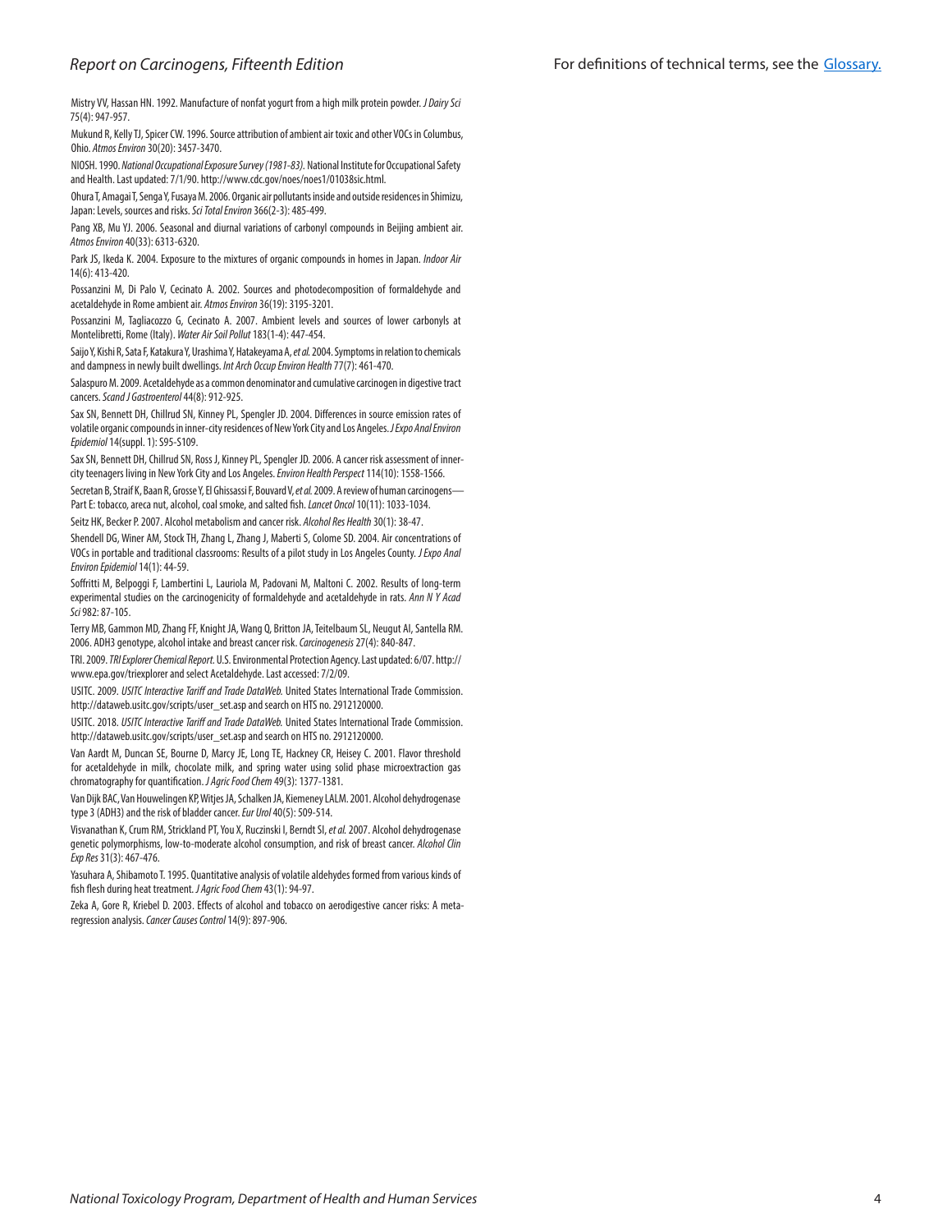Mistry VV, Hassan HN. 1992. Manufacture of nonfat yogurt from a high milk protein powder. *J Dairy Sci* 75(4): 947-957.

Mukund R, Kelly TJ, Spicer CW. 1996. Source attribution of ambient air toxic and other VOCs in Columbus, Ohio. *Atmos Environ* 30(20): 3457-3470.

NIOSH. 1990. *National Occupational Exposure Survey (1981-83)*. National Institute for Occupational Safety and Health. Last updated: 7/1/90. http://www.cdc.gov/noes/noes1/01038sic.html.

Ohura T, Amagai T, Senga Y, Fusaya M. 2006. Organic air pollutants inside and outside residences in Shimizu, Japan: Levels, sources and risks. *Sci Total Environ* 366(2-3): 485-499.

Pang XB, Mu YJ. 2006. Seasonal and diurnal variations of carbonyl compounds in Beijing ambient air. *Atmos Environ* 40(33): 6313-6320.

Park JS, Ikeda K. 2004. Exposure to the mixtures of organic compounds in homes in Japan. *Indoor Air* 14(6): 413-420.

Possanzini M, Di Palo V, Cecinato A. 2002. Sources and photodecomposition of formaldehyde and acetaldehyde in Rome ambient air. *Atmos Environ* 36(19): 3195-3201.

Possanzini M, Tagliacozzo G, Cecinato A. 2007. Ambient levels and sources of lower carbonyls at Montelibretti, Rome (Italy). *Water Air Soil Pollut* 183(1-4): 447-454.

Saijo Y, Kishi R, Sata F, Katakura Y, Urashima Y, Hatakeyama A, *et al.* 2004. Symptoms in relation to chemicals and dampness in newly built dwellings. *Int Arch Occup Environ Health* 77(7): 461-470.

Salaspuro M. 2009. Acetaldehyde as a common denominator and cumulative carcinogen in digestive tract cancers. *Scand J Gastroenterol* 44(8): 912-925.

Sax SN, Bennett DH, Chillrud SN, Kinney PL, Spengler JD. 2004. Differences in source emission rates of volatile organic compounds in inner-city residences of New York City and Los Angeles. *J Expo Anal Environ Epidemiol* 14(suppl. 1): S95-S109.

Sax SN, Bennett DH, Chillrud SN, Ross J, Kinney PL, Spengler JD. 2006. A cancer risk assessment of inner-city teenagers living in New York City and Los Angeles. *Environ Health Perspect* 114(10): 1558-1566.

Secretan B, Straif K, Baan R, Grosse Y, El Ghissassi F, Bouvard V, *et al.* 2009. A review of human carcinogens—Part E: tobacco, areca nut, alcohol, coal smoke, and salted fish. *Lancet Oncol* 10(11): 1033-1034.

Seitz HK, Becker P. 2007. Alcohol metabolism and cancer risk. *Alcohol Res Health* 30(1): 38-47.

Shendell DG, Winer AM, Stock TH, Zhang L, Zhang J, Maberti S, Colome SD. 2004. Air concentrations of VOCs in portable and traditional classrooms: Results of a pilot study in Los Angeles County. *J Expo Anal Environ Epidemiol* 14(1): 44-59.

Soffritti M, Belpoggi F, Lambertini L, Lauriola M, Padovani M, Maltoni C. 2002. Results of long-term experimental studies on the carcinogenicity of formaldehyde and acetaldehyde in rats. *Ann N Y Acad Sci* 982: 87-105.

Terry MB, Gammon MD, Zhang FF, Knight JA, Wang Q, Britton JA, Teitelbaum SL, Neugut AI, Santella RM. 2006. ADH3 genotype, alcohol intake and breast cancer risk. *Carcinogenesis* 27(4): 840-847.

TRI. 2009. *TRI Explorer Chemical Report*. U.S. Environmental Protection Agency. Last updated: 6/07. http://www.epa.gov/triexplorer and select Acetaldehyde. Last accessed: 7/2/09.

USITC. 2009. *USITC Interactive Tariff and Trade DataWeb.* United States International Trade Commission. http://dataweb.usitc.gov/scripts/user_set.asp and search on HTS no. 2912120000.

USITC. 2018. *USITC Interactive Tariff and Trade DataWeb.* United States International Trade Commission. http://dataweb.usitc.gov/scripts/user_set.asp and search on HTS no. 2912120000.

Van Aardt M, Duncan SE, Bourne D, Marcy JE, Long TE, Hackney CR, Heisey C. 2001. Flavor threshold for acetaldehyde in milk, chocolate milk, and spring water using solid phase microextraction gas chromatography for quantification. *J Agric Food Chem* 49(3): 1377-1381.

Van Dijk BAC, Van Houwelingen KP, Witjes JA, Schalken JA, Kiemeney LALM. 2001. Alcohol dehydrogenase type 3 (ADH3) and the risk of bladder cancer. *Eur Urol* 40(5): 509-514.

Visvanathan K, Crum RM, Strickland PT, You X, Ruczinski I, Berndt SI, *et al.* 2007. Alcohol dehydrogenase genetic polymorphisms, low-to-moderate alcohol consumption, and risk of breast cancer. *Alcohol Clin Exp Res* 31(3): 467-476.

Yasuhara A, Shibamoto T. 1995. Quantitative analysis of volatile aldehydes formed from various kinds of fish flesh during heat treatment. *J Agric Food Chem* 43(1): 94-97.

Zeka A, Gore R, Kriebel D. 2003. Effects of alcohol and tobacco on aerodigestive cancer risks: A meta-regression analysis. *Cancer Causes Control* 14(9): 897-906.